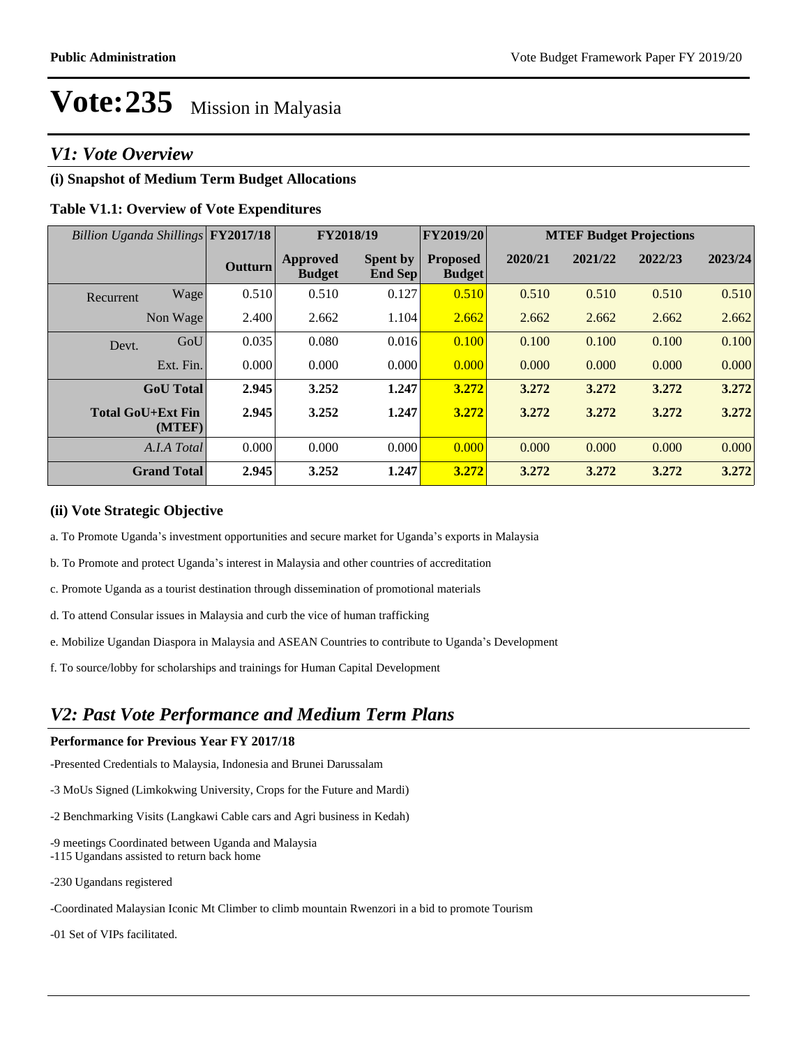# Vote:235 Mission in Malyasia

## V1: Vote Overview

### (i) Snapshot of Medium Term Budget Allocations

**Table V1.1: Overview of Vote Expenditures**

| *Billion Uganda Shillings* | | FY2017/18 | FY2018/19 | | FY2019/20 | MTEF Budget Projections | | | |
|---|---|---|---|---|---|---|---|---|---|
| | | **Outturn** | **Approved Budget** | **Spent by End Sep** | **Proposed Budget** | **2020/21** | **2021/22** | **2022/23** | **2023/24** |
| Recurrent | Wage | 0.510 | 0.510 | 0.127 | 0.510 | 0.510 | 0.510 | 0.510 | 0.510 |
| | Non Wage | 2.400 | 2.662 | 1.104 | 2.662 | 2.662 | 2.662 | 2.662 | 2.662 |
| Devt. | GoU | 0.035 | 0.080 | 0.016 | 0.100 | 0.100 | 0.100 | 0.100 | 0.100 |
| | Ext. Fin. | 0.000 | 0.000 | 0.000 | 0.000 | 0.000 | 0.000 | 0.000 | 0.000 |
| | **GoU Total** | **2.945** | **3.252** | **1.247** | **3.272** | **3.272** | **3.272** | **3.272** | **3.272** |
| | **Total GoU+Ext Fin (MTEF)** | **2.945** | **3.252** | **1.247** | **3.272** | **3.272** | **3.272** | **3.272** | **3.272** |
| | *A.I.A Total* | 0.000 | 0.000 | 0.000 | 0.000 | 0.000 | 0.000 | 0.000 | 0.000 |
| | **Grand Total** | **2.945** | **3.252** | **1.247** | **3.272** | **3.272** | **3.272** | **3.272** | **3.272** |

### (ii) Vote Strategic Objective

a. To Promote Uganda's investment opportunities and secure market for Uganda's exports in Malaysia

b. To Promote and protect Uganda's interest in Malaysia and other countries of accreditation

c. Promote Uganda as a tourist destination through dissemination of promotional materials

d. To attend Consular issues in Malaysia and curb the vice of human trafficking

e. Mobilize Ugandan Diaspora in Malaysia and ASEAN Countries to contribute to Uganda's Development

f. To source/lobby for scholarships and trainings for Human Capital Development

## V2: Past Vote Performance and Medium Term Plans

**Performance for Previous Year FY 2017/18**

-Presented Credentials to Malaysia, Indonesia and Brunei Darussalam

-3 MoUs Signed (Limkokwing University, Crops for the Future and Mardi)

-2 Benchmarking Visits (Langkawi Cable cars and Agri business in Kedah)

-9 meetings Coordinated between Uganda and Malaysia
-115 Ugandans assisted to return back home

-230 Ugandans registered

-Coordinated Malaysian Iconic Mt Climber to climb mountain Rwenzori in a bid to promote Tourism

-01 Set of VIPs facilitated.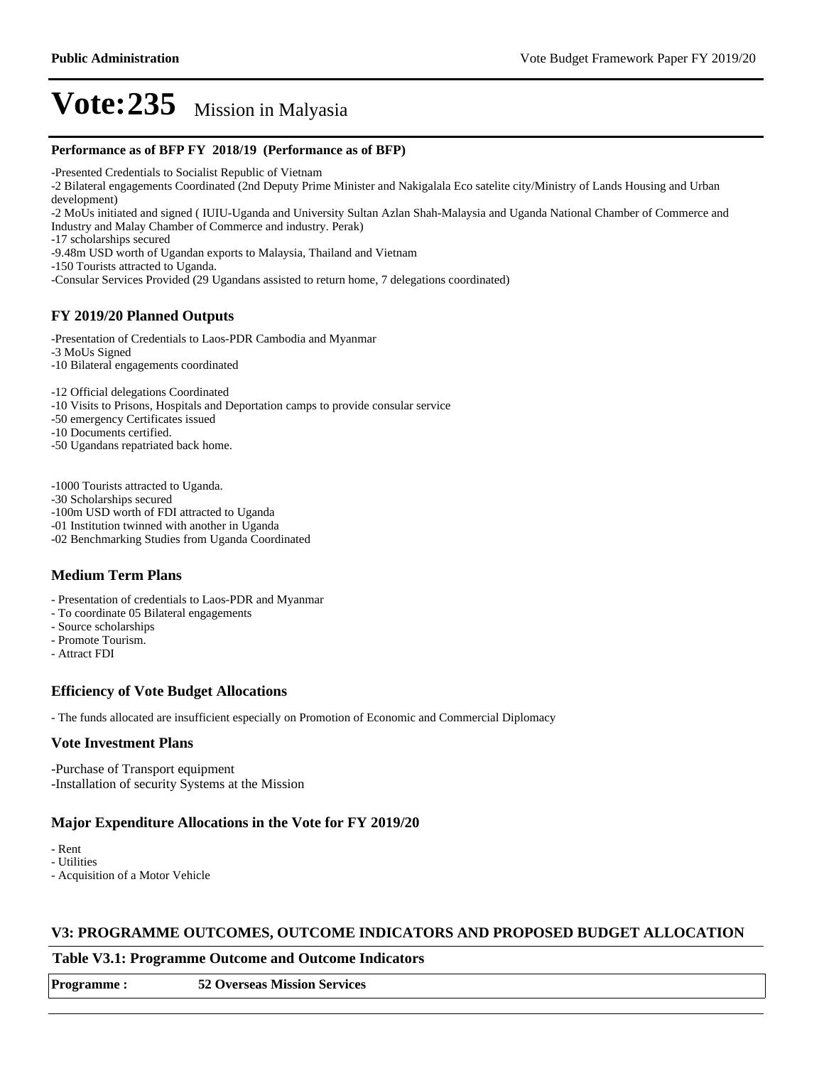# Vote:235 Mission in Malyasia

**Performance as of BFP FY 2018/19 (Performance as of BFP)**

-Presented Credentials to Socialist Republic of Vietnam
-2 Bilateral engagements Coordinated (2nd Deputy Prime Minister and Nakigalala Eco satelite city/Ministry of Lands Housing and Urban development)
-2 MoUs initiated and signed ( IUIU-Uganda and University Sultan Azlan Shah-Malaysia and Uganda National Chamber of Commerce and Industry and Malay Chamber of Commerce and industry. Perak)
-17 scholarships secured
-9.48m USD worth of Ugandan exports to Malaysia, Thailand and Vietnam
-150 Tourists attracted to Uganda.
-Consular Services Provided (29 Ugandans assisted to return home, 7 delegations coordinated)

## FY 2019/20 Planned Outputs

-Presentation of Credentials to Laos-PDR Cambodia and Myanmar
-3 MoUs Signed
-10 Bilateral engagements coordinated

-12 Official delegations Coordinated
-10 Visits to Prisons, Hospitals and Deportation camps to provide consular service
-50 emergency Certificates issued
-10 Documents certified.
-50 Ugandans repatriated back home.

-1000 Tourists attracted to Uganda.
-30 Scholarships secured
-100m USD worth of FDI attracted to Uganda
-01 Institution twinned with another in Uganda
-02 Benchmarking Studies from Uganda Coordinated

## Medium Term Plans

- Presentation of credentials to Laos-PDR and Myanmar
- To coordinate 05 Bilateral engagements
- Source scholarships
- Promote Tourism.
- Attract FDI

## Efficiency of Vote Budget Allocations

- The funds allocated are insufficient especially on Promotion of Economic and Commercial Diplomacy

## Vote Investment Plans

-Purchase of Transport equipment
-Installation of security Systems at the Mission

## Major Expenditure Allocations in the Vote for FY 2019/20

- Rent
- Utilities
- Acquisition of a Motor Vehicle

## V3: PROGRAMME OUTCOMES, OUTCOME INDICATORS AND PROPOSED BUDGET ALLOCATION

**Table V3.1: Programme Outcome and Outcome Indicators**

| **Programme :** | **52 Overseas Mission Services** |
|---|---|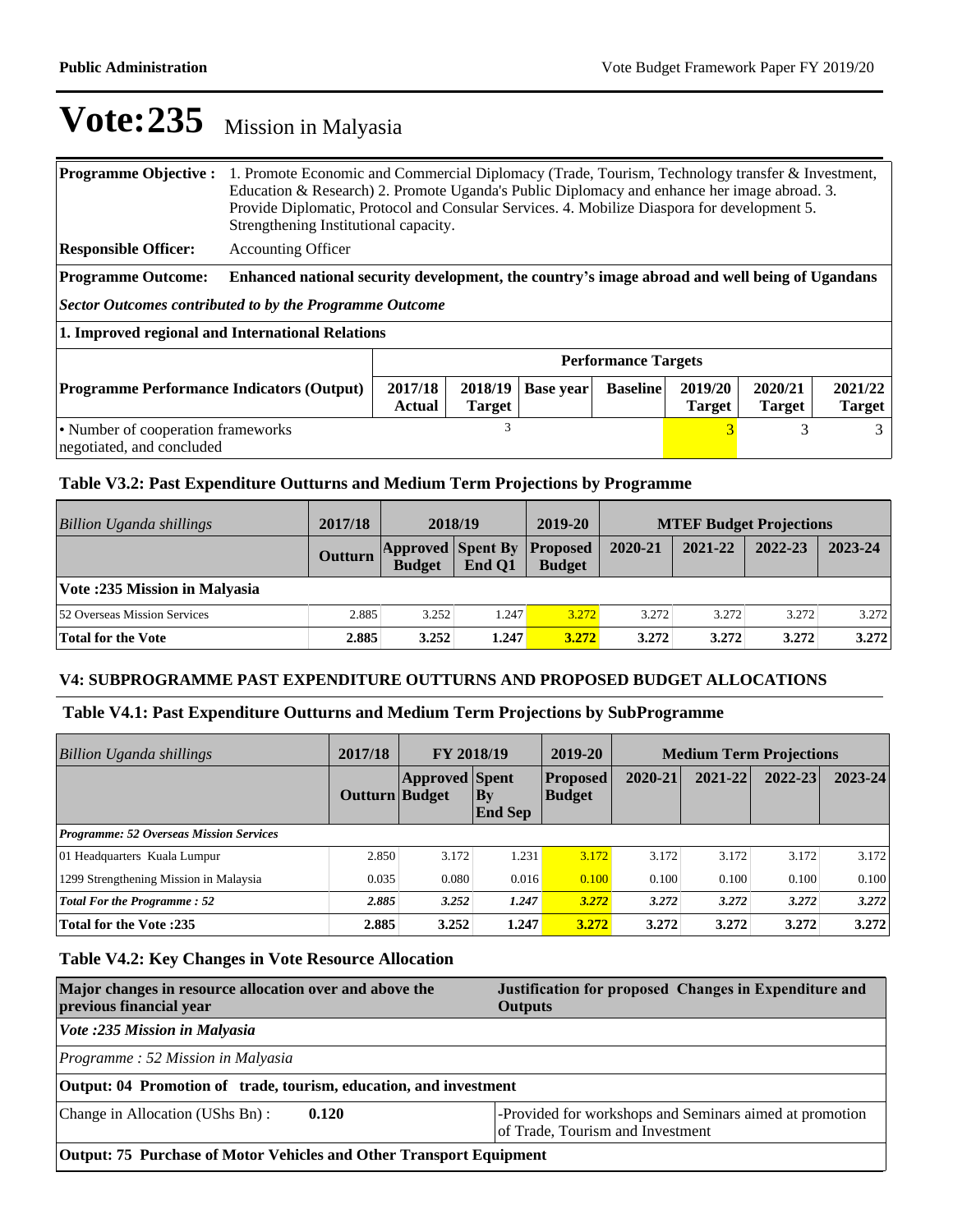# Vote:235 Mission in Malyasia

| **Programme Objective :** | 1. Promote Economic and Commercial Diplomacy (Trade, Tourism, Technology transfer & Investment, Education & Research) 2. Promote Uganda's Public Diplomacy and enhance her image abroad. 3. Provide Diplomatic, Protocol and Consular Services. 4. Mobilize Diaspora for development 5. Strengthening Institutional capacity. |
|---|---|
| **Responsible Officer:** | Accounting Officer |
| **Programme Outcome:** | **Enhanced national security development, the country's image abroad and well being of Ugandans** |

***Sector Outcomes contributed to by the Programme Outcome***

**1. Improved regional and International Relations**

| | **Performance Targets** | | | | | | |
|---|---|---|---|---|---|---|---|
| **Programme Performance Indicators (Output)** | **2017/18 Actual** | **2018/19 Target** | **Base year** | **Baseline** | **2019/20 Target** | **2020/21 Target** | **2021/22 Target** |
| • Number of cooperation frameworks negotiated, and concluded | | 3 | | | 3 | 3 | 3 |

### Table V3.2: Past Expenditure Outturns and Medium Term Projections by Programme

| *Billion Uganda shillings* | 2017/18 | 2018/19 | | 2019-20 | MTEF Budget Projections | | | |
|---|---|---|---|---|---|---|---|---|
| | **Outturn** | **Approved Budget** | **Spent By End Q1** | **Proposed Budget** | **2020-21** | **2021-22** | **2022-23** | **2023-24** |
| **Vote :235 Mission in Malyasia** | | | | | | | | |
| 52 Overseas Mission Services | 2.885 | 3.252 | 1.247 | 3.272 | 3.272 | 3.272 | 3.272 | 3.272 |
| **Total for the Vote** | **2.885** | **3.252** | **1.247** | **3.272** | **3.272** | **3.272** | **3.272** | **3.272** |

### V4: SUBPROGRAMME PAST EXPENDITURE OUTTURNS AND PROPOSED BUDGET ALLOCATIONS

### Table V4.1: Past Expenditure Outturns and Medium Term Projections by SubProgramme

| *Billion Uganda shillings* | 2017/18 | FY 2018/19 | | 2019-20 | Medium Term Projections | | | |
|---|---|---|---|---|---|---|---|---|
| | **Outturn** | **Approved Budget** | **Spent By End Sep** | **Proposed Budget** | **2020-21** | **2021-22** | **2022-23** | **2023-24** |
| ***Programme: 52 Overseas Mission Services*** | | | | | | | | |
| 01 Headquarters Kuala Lumpur | 2.850 | 3.172 | 1.231 | 3.172 | 3.172 | 3.172 | 3.172 | 3.172 |
| 1299 Strengthening Mission in Malaysia | 0.035 | 0.080 | 0.016 | 0.100 | 0.100 | 0.100 | 0.100 | 0.100 |
| ***Total For the Programme : 52*** | ***2.885*** | ***3.252*** | ***1.247*** | ***3.272*** | ***3.272*** | ***3.272*** | ***3.272*** | ***3.272*** |
| **Total for the Vote :235** | **2.885** | **3.252** | **1.247** | **3.272** | **3.272** | **3.272** | **3.272** | **3.272** |

### Table V4.2: Key Changes in Vote Resource Allocation

| **Major changes in resource allocation over and above the previous financial year** | **Justification for proposed Changes in Expenditure and Outputs** |
|---|---|
| *Vote :235 Mission in Malyasia* | |
| *Programme : 52 Mission in Malyasia* | |
| **Output: 04 Promotion of trade, tourism, education, and investment** | |
| Change in Allocation (UShs Bn) : **0.120** | -Provided for workshops and Seminars aimed at promotion of Trade, Tourism and Investment |
| **Output: 75 Purchase of Motor Vehicles and Other Transport Equipment** | |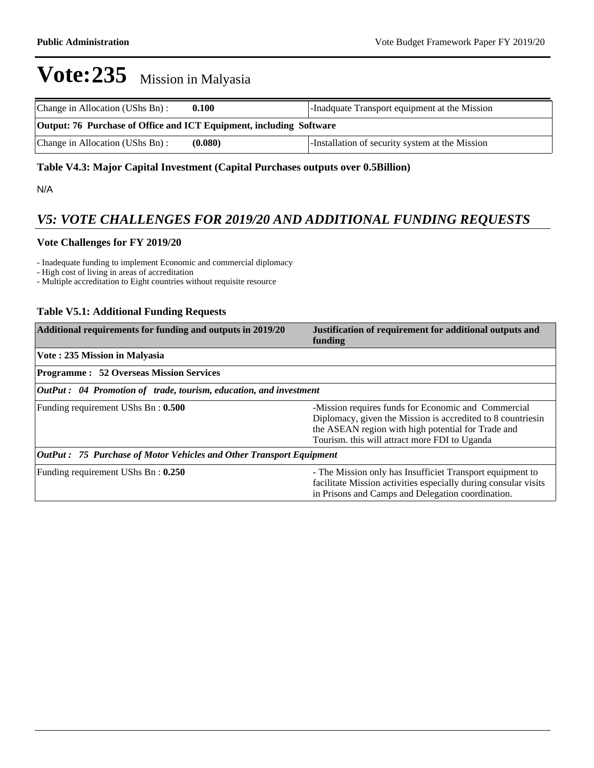# Vote:235 Mission in Malyasia

| | |
|---|---|
| Change in Allocation (UShs Bn) : **0.100** | -Inadquate Transport equipment at the Mission |
| **Output: 76 Purchase of Office and ICT Equipment, including Software** | |
| Change in Allocation (UShs Bn) : **(0.080)** | -Installation of security system at the Mission |

**Table V4.3: Major Capital Investment (Capital Purchases outputs over 0.5Billion)**

N/A

## *V5: VOTE CHALLENGES FOR 2019/20 AND ADDITIONAL FUNDING REQUESTS*

**Vote Challenges for FY 2019/20**

- Inadequate funding to implement Economic and commercial diplomacy
- High cost of living in areas of accreditation
- Multiple accreditation to Eight countries without requisite resource

**Table V5.1: Additional Funding Requests**

| Additional requirements for funding and outputs in 2019/20 | Justification of requirement for additional outputs and funding |
|---|---|
| **Vote : 235 Mission in Malyasia** | |
| **Programme : 52 Overseas Mission Services** | |
| ***OutPut : 04 Promotion of trade, tourism, education, and investment*** | |
| Funding requirement UShs Bn : **0.500** | -Mission requires funds for Economic and Commercial Diplomacy, given the Mission is accredited to 8 countriesin the ASEAN region with high potential for Trade and Tourism. this will attract more FDI to Uganda |
| ***OutPut : 75 Purchase of Motor Vehicles and Other Transport Equipment*** | |
| Funding requirement UShs Bn : **0.250** | - The Mission only has Insufficiet Transport equipment to facilitate Mission activities especially during consular visits in Prisons and Camps and Delegation coordination. |